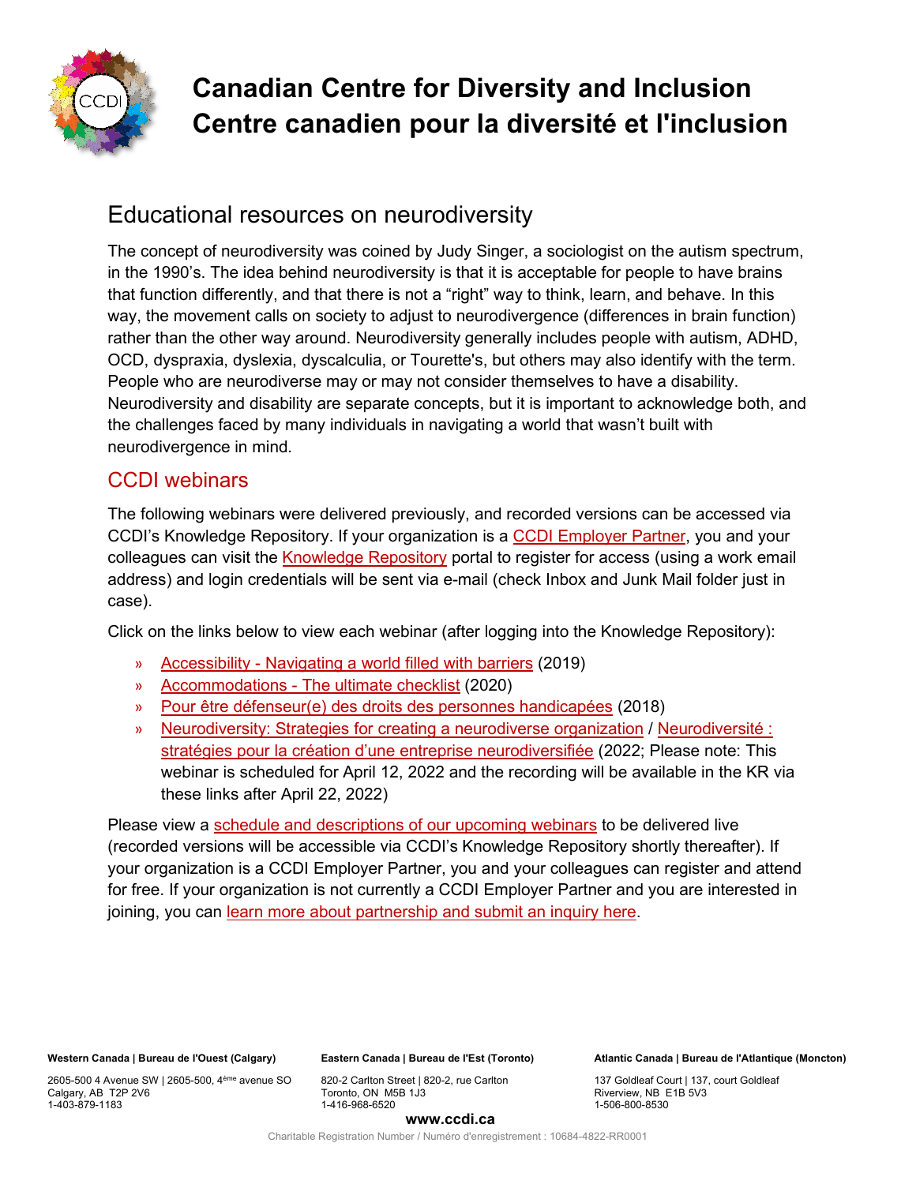# Canadian Centre for Diversity and Inclusion
# Centre canadien pour la diversité et l'inclusion

## Educational resources on neurodiversity

The concept of neurodiversity was coined by Judy Singer, a sociologist on the autism spectrum, in the 1990's. The idea behind neurodiversity is that it is acceptable for people to have brains that function differently, and that there is not a "right" way to think, learn, and behave. In this way, the movement calls on society to adjust to neurodivergence (differences in brain function) rather than the other way around. Neurodiversity generally includes people with autism, ADHD, OCD, dyspraxia, dyslexia, dyscalculia, or Tourette's, but others may also identify with the term. People who are neurodiverse may or may not consider themselves to have a disability. Neurodiversity and disability are separate concepts, but it is important to acknowledge both, and the challenges faced by many individuals in navigating a world that wasn't built with neurodivergence in mind.

### CCDI webinars

The following webinars were delivered previously, and recorded versions can be accessed via CCDI's Knowledge Repository. If your organization is a CCDI Employer Partner, you and your colleagues can visit the Knowledge Repository portal to register for access (using a work email address) and login credentials will be sent via e-mail (check Inbox and Junk Mail folder just in case).

Click on the links below to view each webinar (after logging into the Knowledge Repository):

- Accessibility - Navigating a world filled with barriers (2019)
- Accommodations - The ultimate checklist (2020)
- Pour être défenseur(e) des droits des personnes handicapées (2018)
- Neurodiversity: Strategies for creating a neurodiverse organization / Neurodiversité : stratégies pour la création d'une entreprise neurodiversifiée (2022; Please note: This webinar is scheduled for April 12, 2022 and the recording will be available in the KR via these links after April 22, 2022)

Please view a schedule and descriptions of our upcoming webinars to be delivered live (recorded versions will be accessible via CCDI's Knowledge Repository shortly thereafter). If your organization is a CCDI Employer Partner, you and your colleagues can register and attend for free. If your organization is not currently a CCDI Employer Partner and you are interested in joining, you can learn more about partnership and submit an inquiry here.

**Western Canada | Bureau de l'Ouest (Calgary)**
2605-500 4 Avenue SW | 2605-500, 4ème avenue SO
Calgary, AB T2P 2V6
1-403-879-1183

**Eastern Canada | Bureau de l'Est (Toronto)**
820-2 Carlton Street | 820-2, rue Carlton
Toronto, ON M5B 1J3
1-416-968-6520

**Atlantic Canada | Bureau de l'Atlantique (Moncton)**
137 Goldleaf Court | 137, court Goldleaf
Riverview, NB E1B 5V3
1-506-800-8530

**www.ccdi.ca**

Charitable Registration Number / Numéro d'enregistrement : 10684-4822-RR0001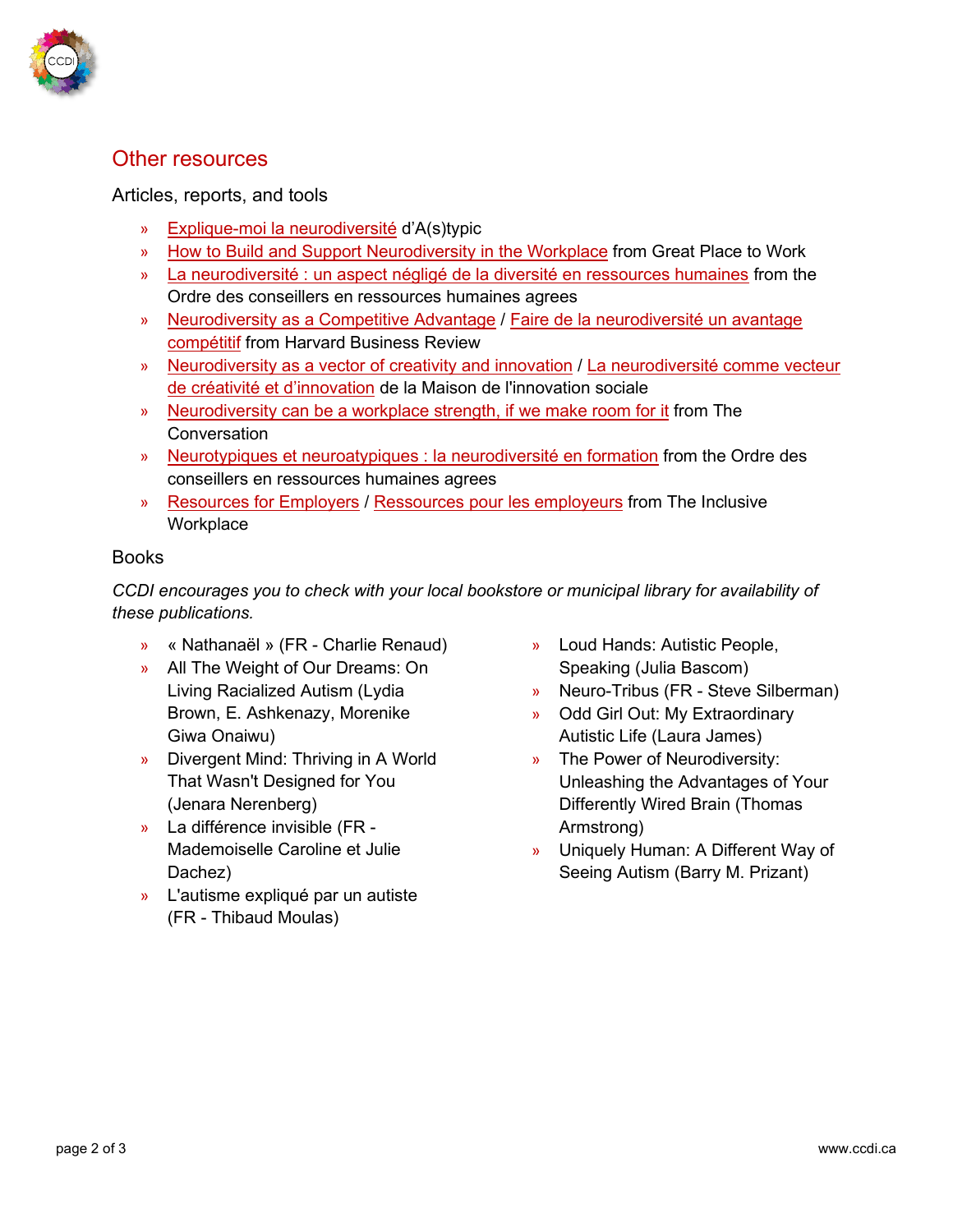## Other resources

### Articles, reports, and tools

- Explique-moi la neurodiversité d'A(s)typic
- How to Build and Support Neurodiversity in the Workplace from Great Place to Work
- La neurodiversité : un aspect négligé de la diversité en ressources humaines from the Ordre des conseillers en ressources humaines agrees
- Neurodiversity as a Competitive Advantage / Faire de la neurodiversité un avantage compétitif from Harvard Business Review
- Neurodiversity as a vector of creativity and innovation / La neurodiversité comme vecteur de créativité et d'innovation de la Maison de l'innovation sociale
- Neurodiversity can be a workplace strength, if we make room for it from The Conversation
- Neurotypiques et neuroatypiques : la neurodiversité en formation from the Ordre des conseillers en ressources humaines agrees
- Resources for Employers / Ressources pour les employeurs from The Inclusive Workplace

### Books

*CCDI encourages you to check with your local bookstore or municipal library for availability of these publications.*

- « Nathanaël » (FR - Charlie Renaud)
- All The Weight of Our Dreams: On Living Racialized Autism (Lydia Brown, E. Ashkenazy, Morenike Giwa Onaiwu)
- Divergent Mind: Thriving in A World That Wasn't Designed for You (Jenara Nerenberg)
- La différence invisible (FR - Mademoiselle Caroline et Julie Dachez)
- L'autisme expliqué par un autiste (FR - Thibaud Moulas)
- Loud Hands: Autistic People, Speaking (Julia Bascom)
- Neuro-Tribus (FR - Steve Silberman)
- Odd Girl Out: My Extraordinary Autistic Life (Laura James)
- The Power of Neurodiversity: Unleashing the Advantages of Your Differently Wired Brain (Thomas Armstrong)
- Uniquely Human: A Different Way of Seeing Autism (Barry M. Prizant)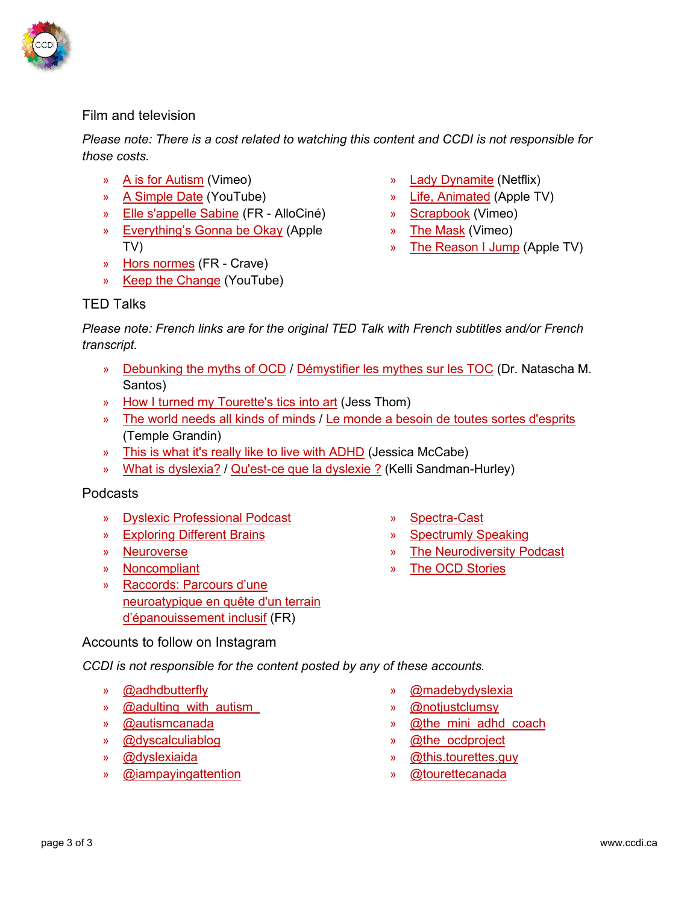## Film and television

*Please note: There is a cost related to watching this content and CCDI is not responsible for those costs.*

- A is for Autism (Vimeo)
- A Simple Date (YouTube)
- Elle s'appelle Sabine (FR - AlloCiné)
- Everything's Gonna be Okay (Apple TV)
- Hors normes (FR - Crave)
- Keep the Change (YouTube)
- Lady Dynamite (Netflix)
- Life, Animated (Apple TV)
- Scrapbook (Vimeo)
- The Mask (Vimeo)
- The Reason I Jump (Apple TV)

## TED Talks

*Please note: French links are for the original TED Talk with French subtitles and/or French transcript.*

- Debunking the myths of OCD / Démystifier les mythes sur les TOC (Dr. Natascha M. Santos)
- How I turned my Tourette's tics into art (Jess Thom)
- The world needs all kinds of minds / Le monde a besoin de toutes sortes d'esprits (Temple Grandin)
- This is what it's really like to live with ADHD (Jessica McCabe)
- What is dyslexia? / Qu'est-ce que la dyslexie ? (Kelli Sandman-Hurley)

## Podcasts

- Dyslexic Professional Podcast
- Exploring Different Brains
- Neuroverse
- Noncompliant
- Raccords: Parcours d'une neuroatypique en quête d'un terrain d'épanouissement inclusif (FR)
- Spectra-Cast
- Spectrumly Speaking
- The Neurodiversity Podcast
- The OCD Stories

## Accounts to follow on Instagram

*CCDI is not responsible for the content posted by any of these accounts.*

- @adhdbutterfly
- @adulting_with_autism_
- @autismcanada
- @dyscalculiablog
- @dyslexiaida
- @iampayingattention
- @madebydyslexia
- @notjustclumsy
- @the_mini_adhd_coach
- @the_ocdproject
- @this.tourettes.guy
- @tourettecanada